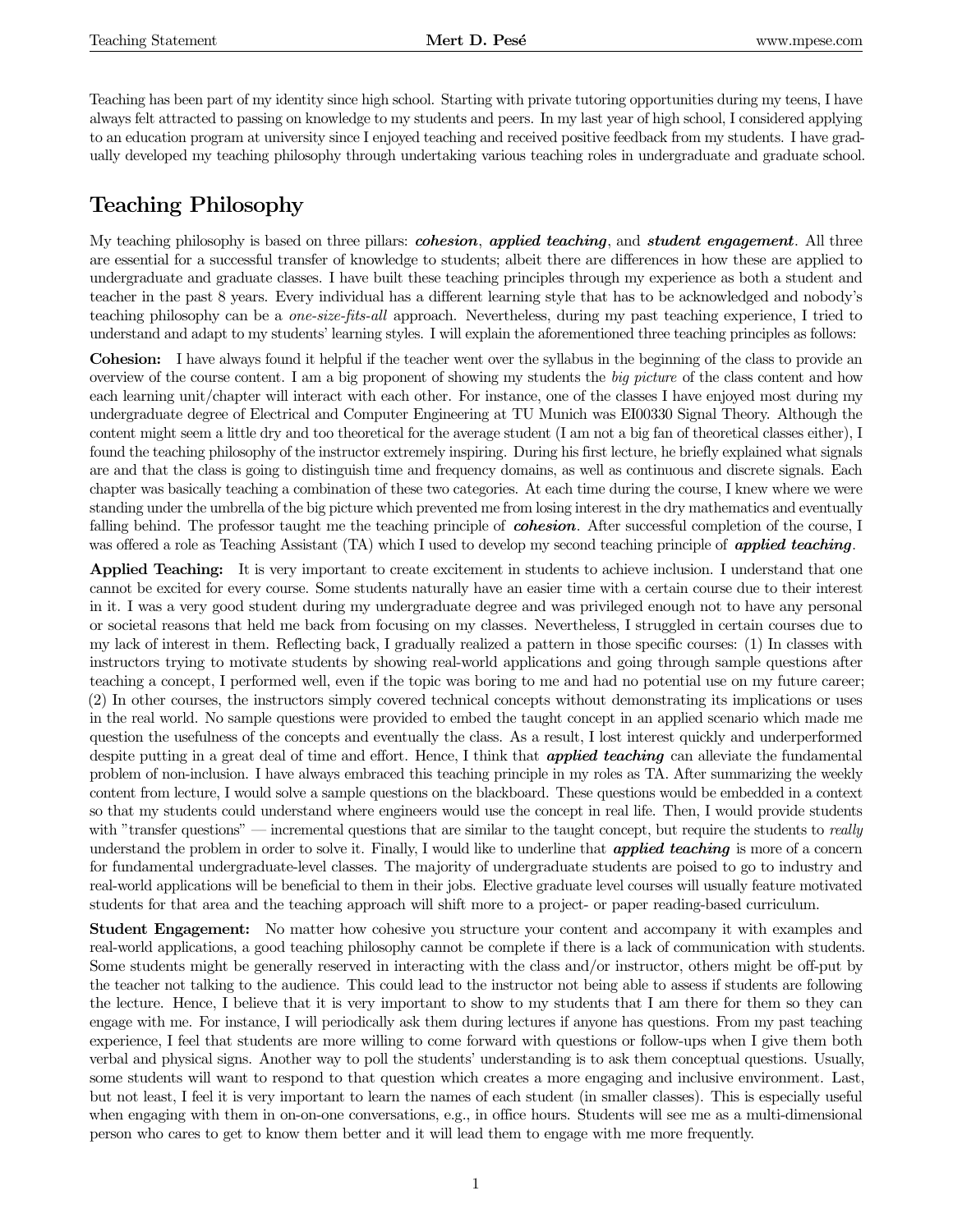Teaching has been part of my identity since high school. Starting with private tutoring opportunities during my teens, I have always felt attracted to passing on knowledge to my students and peers. In my last year of high school, I considered applying to an education program at university since I enjoyed teaching and received positive feedback from my students. I have gradually developed my teaching philosophy through undertaking various teaching roles in undergraduate and graduate school.

## Teaching Philosophy

My teaching philosophy is based on three pillars: ***cohesion***, ***applied teaching***, and ***student engagement***. All three are essential for a successful transfer of knowledge to students; albeit there are differences in how these are applied to undergraduate and graduate classes. I have built these teaching principles through my experience as both a student and teacher in the past 8 years. Every individual has a different learning style that has to be acknowledged and nobody's teaching philosophy can be a *one-size-fits-all* approach. Nevertheless, during my past teaching experience, I tried to understand and adapt to my students' learning styles. I will explain the aforementioned three teaching principles as follows:

**Cohesion:** I have always found it helpful if the teacher went over the syllabus in the beginning of the class to provide an overview of the course content. I am a big proponent of showing my students the *big picture* of the class content and how each learning unit/chapter will interact with each other. For instance, one of the classes I have enjoyed most during my undergraduate degree of Electrical and Computer Engineering at TU Munich was EI00330 Signal Theory. Although the content might seem a little dry and too theoretical for the average student (I am not a big fan of theoretical classes either), I found the teaching philosophy of the instructor extremely inspiring. During his first lecture, he briefly explained what signals are and that the class is going to distinguish time and frequency domains, as well as continuous and discrete signals. Each chapter was basically teaching a combination of these two categories. At each time during the course, I knew where we were standing under the umbrella of the big picture which prevented me from losing interest in the dry mathematics and eventually falling behind. The professor taught me the teaching principle of ***cohesion***. After successful completion of the course, I was offered a role as Teaching Assistant (TA) which I used to develop my second teaching principle of ***applied teaching***.

**Applied Teaching:** It is very important to create excitement in students to achieve inclusion. I understand that one cannot be excited for every course. Some students naturally have an easier time with a certain course due to their interest in it. I was a very good student during my undergraduate degree and was privileged enough not to have any personal or societal reasons that held me back from focusing on my classes. Nevertheless, I struggled in certain courses due to my lack of interest in them. Reflecting back, I gradually realized a pattern in those specific courses: (1) In classes with instructors trying to motivate students by showing real-world applications and going through sample questions after teaching a concept, I performed well, even if the topic was boring to me and had no potential use on my future career; (2) In other courses, the instructors simply covered technical concepts without demonstrating its implications or uses in the real world. No sample questions were provided to embed the taught concept in an applied scenario which made me question the usefulness of the concepts and eventually the class. As a result, I lost interest quickly and underperformed despite putting in a great deal of time and effort. Hence, I think that ***applied teaching*** can alleviate the fundamental problem of non-inclusion. I have always embraced this teaching principle in my roles as TA. After summarizing the weekly content from lecture, I would solve a sample questions on the blackboard. These questions would be embedded in a context so that my students could understand where engineers would use the concept in real life. Then, I would provide students with "transfer questions" — incremental questions that are similar to the taught concept, but require the students to *really* understand the problem in order to solve it. Finally, I would like to underline that ***applied teaching*** is more of a concern for fundamental undergraduate-level classes. The majority of undergraduate students are poised to go to industry and real-world applications will be beneficial to them in their jobs. Elective graduate level courses will usually feature motivated students for that area and the teaching approach will shift more to a project- or paper reading-based curriculum.

**Student Engagement:** No matter how cohesive you structure your content and accompany it with examples and real-world applications, a good teaching philosophy cannot be complete if there is a lack of communication with students. Some students might be generally reserved in interacting with the class and/or instructor, others might be off-put by the teacher not talking to the audience. This could lead to the instructor not being able to assess if students are following the lecture. Hence, I believe that it is very important to show to my students that I am there for them so they can engage with me. For instance, I will periodically ask them during lectures if anyone has questions. From my past teaching experience, I feel that students are more willing to come forward with questions or follow-ups when I give them both verbal and physical signs. Another way to poll the students' understanding is to ask them conceptual questions. Usually, some students will want to respond to that question which creates a more engaging and inclusive environment. Last, but not least, I feel it is very important to learn the names of each student (in smaller classes). This is especially useful when engaging with them in on-one-one conversations, e.g., in office hours. Students will see me as a multi-dimensional person who cares to get to know them better and it will lead them to engage with me more frequently.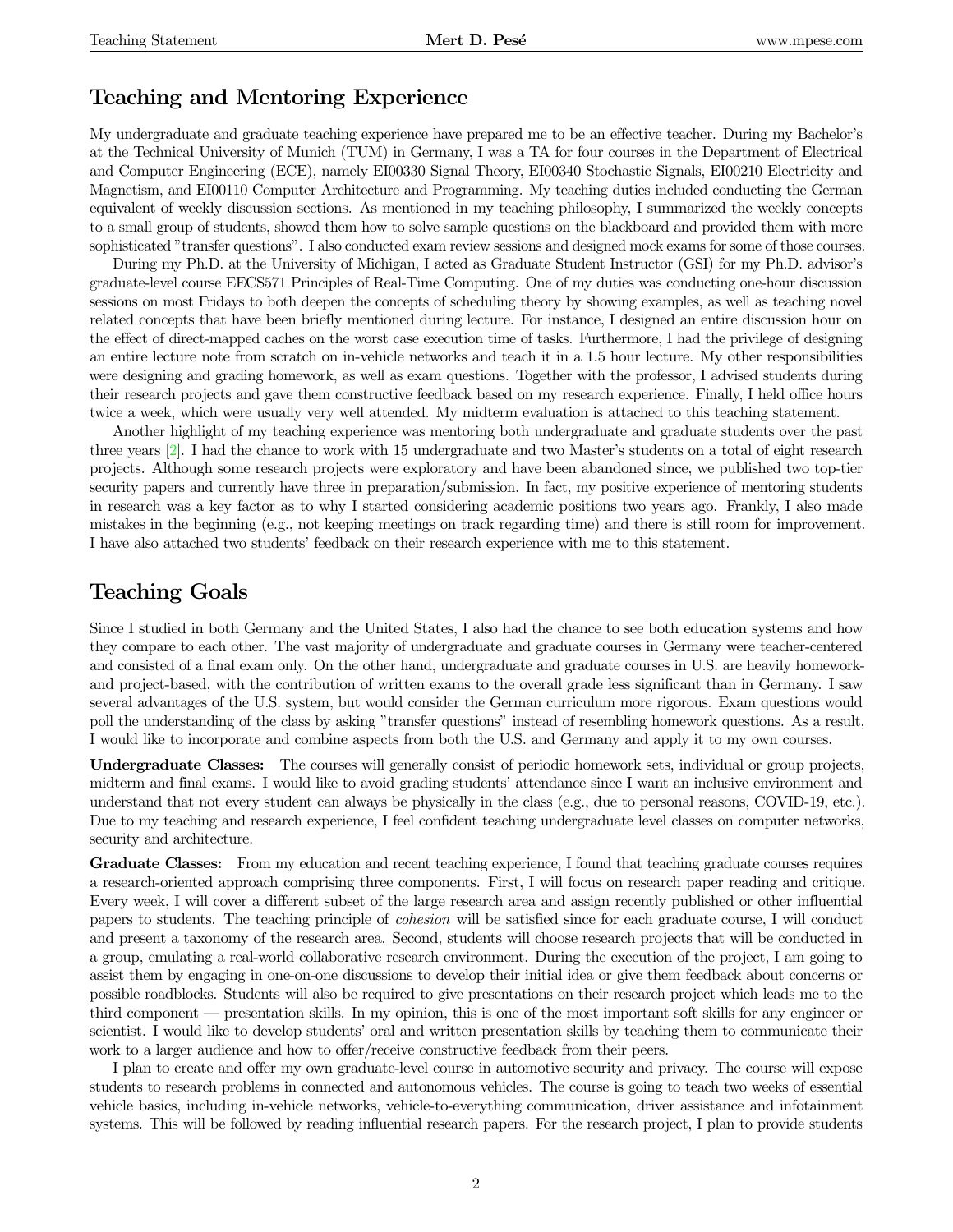## Teaching and Mentoring Experience

My undergraduate and graduate teaching experience have prepared me to be an effective teacher. During my Bachelor's at the Technical University of Munich (TUM) in Germany, I was a TA for four courses in the Department of Electrical and Computer Engineering (ECE), namely EI00330 Signal Theory, EI00340 Stochastic Signals, EI00210 Electricity and Magnetism, and EI00110 Computer Architecture and Programming. My teaching duties included conducting the German equivalent of weekly discussion sections. As mentioned in my teaching philosophy, I summarized the weekly concepts to a small group of students, showed them how to solve sample questions on the blackboard and provided them with more sophisticated "transfer questions". I also conducted exam review sessions and designed mock exams for some of those courses.

During my Ph.D. at the University of Michigan, I acted as Graduate Student Instructor (GSI) for my Ph.D. advisor's graduate-level course EECS571 Principles of Real-Time Computing. One of my duties was conducting one-hour discussion sessions on most Fridays to both deepen the concepts of scheduling theory by showing examples, as well as teaching novel related concepts that have been briefly mentioned during lecture. For instance, I designed an entire discussion hour on the effect of direct-mapped caches on the worst case execution time of tasks. Furthermore, I had the privilege of designing an entire lecture note from scratch on in-vehicle networks and teach it in a 1.5 hour lecture. My other responsibilities were designing and grading homework, as well as exam questions. Together with the professor, I advised students during their research projects and gave them constructive feedback based on my research experience. Finally, I held office hours twice a week, which were usually very well attended. My midterm evaluation is attached to this teaching statement.

Another highlight of my teaching experience was mentoring both undergraduate and graduate students over the past three years [2]. I had the chance to work with 15 undergraduate and two Master's students on a total of eight research projects. Although some research projects were exploratory and have been abandoned since, we published two top-tier security papers and currently have three in preparation/submission. In fact, my positive experience of mentoring students in research was a key factor as to why I started considering academic positions two years ago. Frankly, I also made mistakes in the beginning (e.g., not keeping meetings on track regarding time) and there is still room for improvement. I have also attached two students' feedback on their research experience with me to this statement.

## Teaching Goals

Since I studied in both Germany and the United States, I also had the chance to see both education systems and how they compare to each other. The vast majority of undergraduate and graduate courses in Germany were teacher-centered and consisted of a final exam only. On the other hand, undergraduate and graduate courses in U.S. are heavily homework- and project-based, with the contribution of written exams to the overall grade less significant than in Germany. I saw several advantages of the U.S. system, but would consider the German curriculum more rigorous. Exam questions would poll the understanding of the class by asking "transfer questions" instead of resembling homework questions. As a result, I would like to incorporate and combine aspects from both the U.S. and Germany and apply it to my own courses.

**Undergraduate Classes:** The courses will generally consist of periodic homework sets, individual or group projects, midterm and final exams. I would like to avoid grading students' attendance since I want an inclusive environment and understand that not every student can always be physically in the class (e.g., due to personal reasons, COVID-19, etc.). Due to my teaching and research experience, I feel confident teaching undergraduate level classes on computer networks, security and architecture.

**Graduate Classes:** From my education and recent teaching experience, I found that teaching graduate courses requires a research-oriented approach comprising three components. First, I will focus on research paper reading and critique. Every week, I will cover a different subset of the large research area and assign recently published or other influential papers to students. The teaching principle of *cohesion* will be satisfied since for each graduate course, I will conduct and present a taxonomy of the research area. Second, students will choose research projects that will be conducted in a group, emulating a real-world collaborative research environment. During the execution of the project, I am going to assist them by engaging in one-on-one discussions to develop their initial idea or give them feedback about concerns or possible roadblocks. Students will also be required to give presentations on their research project which leads me to the third component — presentation skills. In my opinion, this is one of the most important soft skills for any engineer or scientist. I would like to develop students' oral and written presentation skills by teaching them to communicate their work to a larger audience and how to offer/receive constructive feedback from their peers.

I plan to create and offer my own graduate-level course in automotive security and privacy. The course will expose students to research problems in connected and autonomous vehicles. The course is going to teach two weeks of essential vehicle basics, including in-vehicle networks, vehicle-to-everything communication, driver assistance and infotainment systems. This will be followed by reading influential research papers. For the research project, I plan to provide students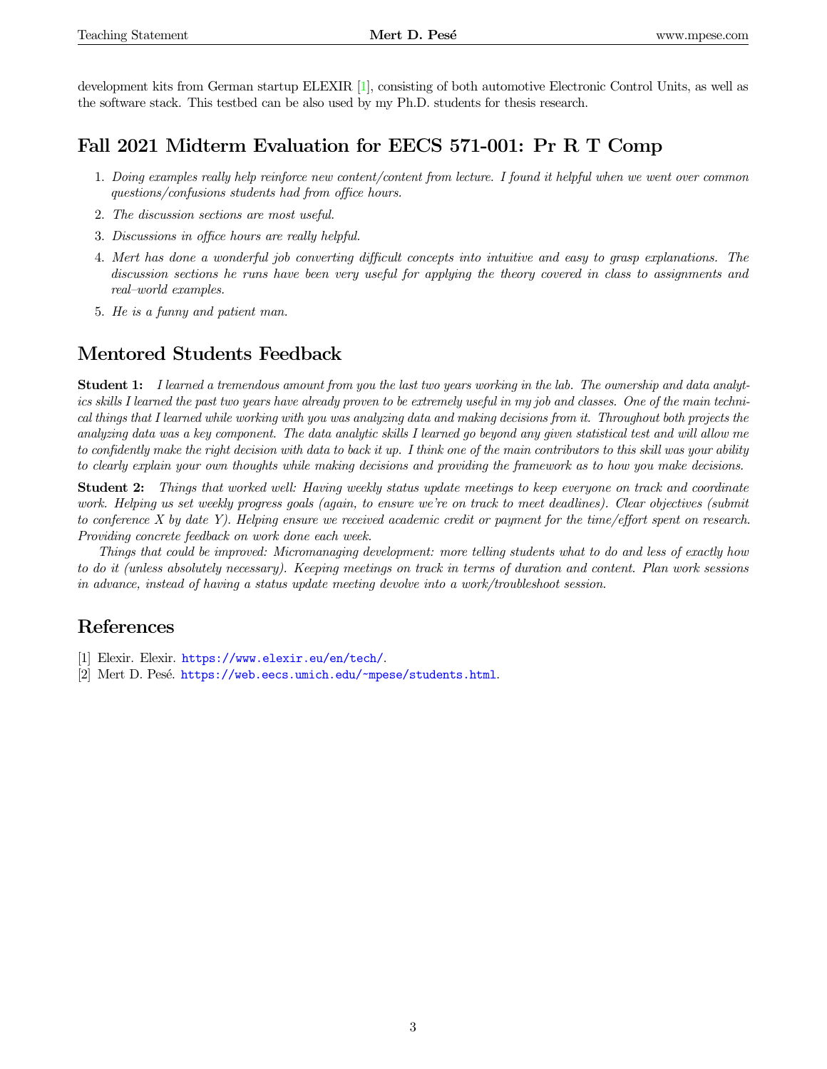development kits from German startup ELEXIR [1], consisting of both automotive Electronic Control Units, as well as the software stack. This testbed can be also used by my Ph.D. students for thesis research.

## Fall 2021 Midterm Evaluation for EECS 571-001: Pr R T Comp

1. *Doing examples really help reinforce new content/content from lecture. I found it helpful when we went over common questions/confusions students had from office hours.*
2. *The discussion sections are most useful.*
3. *Discussions in office hours are really helpful.*
4. *Mert has done a wonderful job converting difficult concepts into intuitive and easy to grasp explanations. The discussion sections he runs have been very useful for applying the theory covered in class to assignments and real–world examples.*
5. *He is a funny and patient man.*

## Mentored Students Feedback

**Student 1:** *I learned a tremendous amount from you the last two years working in the lab. The ownership and data analytics skills I learned the past two years have already proven to be extremely useful in my job and classes. One of the main technical things that I learned while working with you was analyzing data and making decisions from it. Throughout both projects the analyzing data was a key component. The data analytic skills I learned go beyond any given statistical test and will allow me to confidently make the right decision with data to back it up. I think one of the main contributors to this skill was your ability to clearly explain your own thoughts while making decisions and providing the framework as to how you make decisions.*

**Student 2:** *Things that worked well: Having weekly status update meetings to keep everyone on track and coordinate work. Helping us set weekly progress goals (again, to ensure we're on track to meet deadlines). Clear objectives (submit to conference X by date Y). Helping ensure we received academic credit or payment for the time/effort spent on research. Providing concrete feedback on work done each week.*

*Things that could be improved: Micromanaging development: more telling students what to do and less of exactly how to do it (unless absolutely necessary). Keeping meetings on track in terms of duration and content. Plan work sessions in advance, instead of having a status update meeting devolve into a work/troubleshoot session.*

## References

[1] Elexir. Elexir. https://www.elexir.eu/en/tech/.

[2] Mert D. Pesé. https://web.eecs.umich.edu/~mpese/students.html.